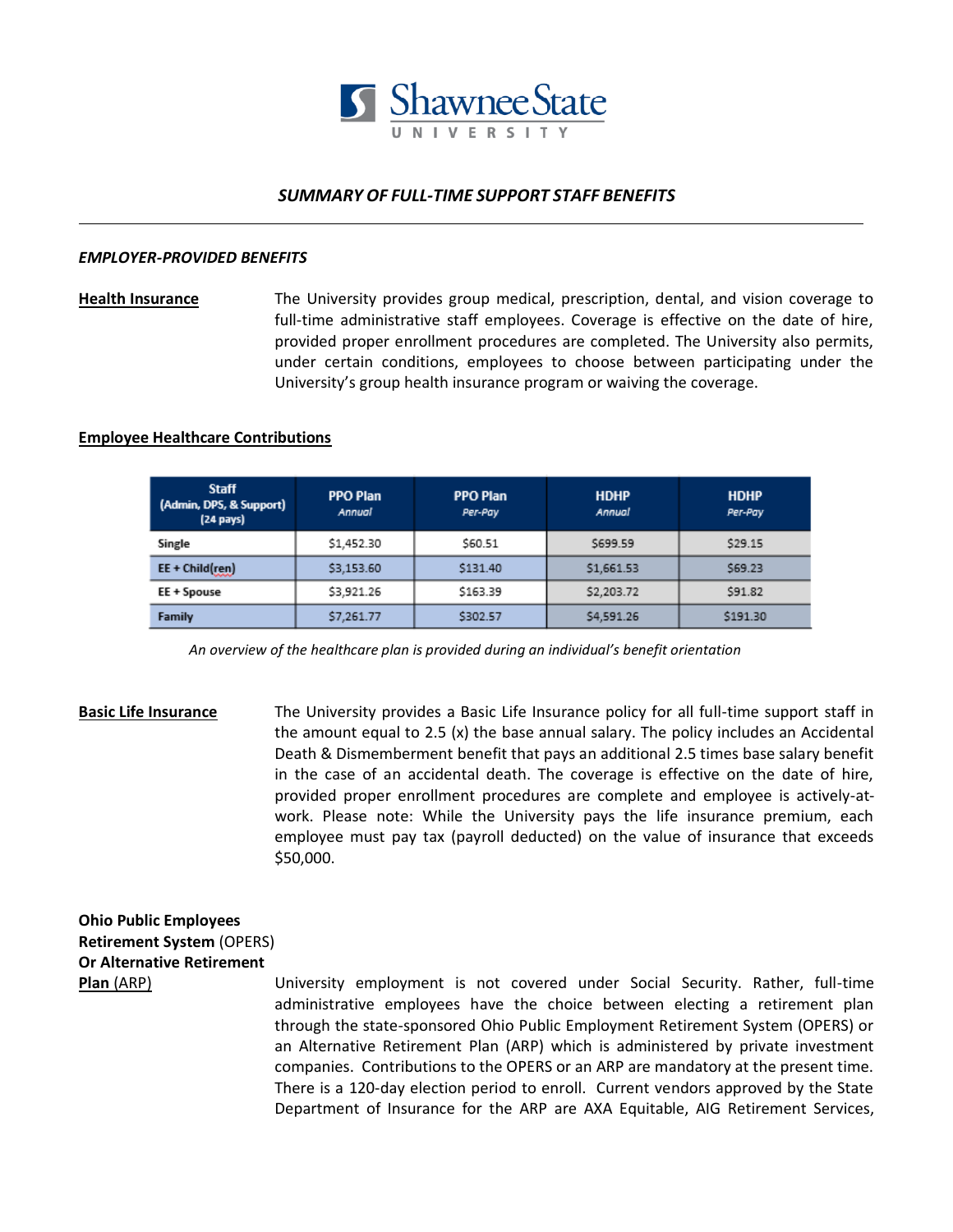# Shawnee State University

## *SUMMARY OF FULL-TIME SUPPORT STAFF BENEFITS*

---

### *EMPLOYER-PROVIDED BENEFITS*

**Health Insurance**

The University provides group medical, prescription, dental, and vision coverage to full-time administrative staff employees. Coverage is effective on the date of hire, provided proper enrollment procedures are completed. The University also permits, under certain conditions, employees to choose between participating under the University's group health insurance program or waiving the coverage.

**Employee Healthcare Contributions**

| Staff (Admin, DPS, & Support) (24 pays) | PPO Plan *Annual* | PPO Plan *Per-Pay* | HDHP *Annual* | HDHP *Per-Pay* |
|---|---|---|---|---|
| Single | $1,452.30 | $60.51 | $699.59 | $29.15 |
| EE + Child(ren) | $3,153.60 | $131.40 | $1,661.53 | $69.23 |
| EE + Spouse | $3,921.26 | $163.39 | $2,203.72 | $91.82 |
| Family | $7,261.77 | $302.57 | $4,591.26 | $191.30 |

*An overview of the healthcare plan is provided during an individual's benefit orientation*

**Basic Life Insurance**

The University provides a Basic Life Insurance policy for all full-time support staff in the amount equal to 2.5 (x) the base annual salary. The policy includes an Accidental Death & Dismemberment benefit that pays an additional 2.5 times base salary benefit in the case of an accidental death. The coverage is effective on the date of hire, provided proper enrollment procedures are complete and employee is actively-at-work. Please note: While the University pays the life insurance premium, each employee must pay tax (payroll deducted) on the value of insurance that exceeds $50,000.

**Ohio Public Employees Retirement System** (OPERS) **Or Alternative Retirement Plan** (ARP)

University employment is not covered under Social Security. Rather, full-time administrative employees have the choice between electing a retirement plan through the state-sponsored Ohio Public Employment Retirement System (OPERS) or an Alternative Retirement Plan (ARP) which is administered by private investment companies. Contributions to the OPERS or an ARP are mandatory at the present time. There is a 120-day election period to enroll. Current vendors approved by the State Department of Insurance for the ARP are AXA Equitable, AIG Retirement Services,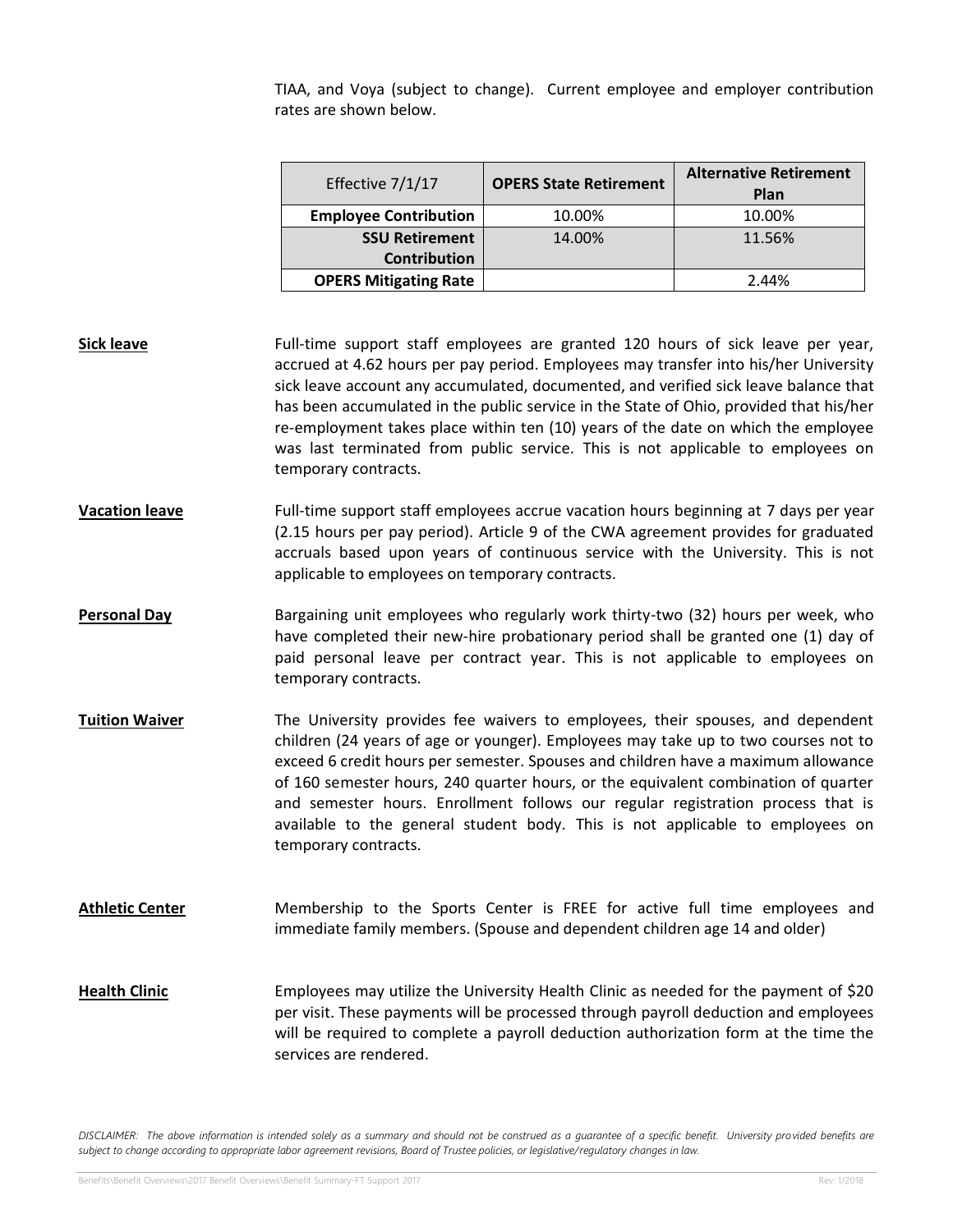TIAA, and Voya (subject to change). Current employee and employer contribution rates are shown below.

| Effective 7/1/17 | OPERS State Retirement | Alternative Retirement Plan |
| --- | --- | --- |
| Employee Contribution | 10.00% | 10.00% |
| SSU Retirement Contribution | 14.00% | 11.56% |
| OPERS Mitigating Rate | | 2.44% |

**Sick leave**

Full-time support staff employees are granted 120 hours of sick leave per year, accrued at 4.62 hours per pay period. Employees may transfer into his/her University sick leave account any accumulated, documented, and verified sick leave balance that has been accumulated in the public service in the State of Ohio, provided that his/her re-employment takes place within ten (10) years of the date on which the employee was last terminated from public service. This is not applicable to employees on temporary contracts.

**Vacation leave**

Full-time support staff employees accrue vacation hours beginning at 7 days per year (2.15 hours per pay period). Article 9 of the CWA agreement provides for graduated accruals based upon years of continuous service with the University. This is not applicable to employees on temporary contracts.

**Personal Day**

Bargaining unit employees who regularly work thirty-two (32) hours per week, who have completed their new-hire probationary period shall be granted one (1) day of paid personal leave per contract year. This is not applicable to employees on temporary contracts.

**Tuition Waiver**

The University provides fee waivers to employees, their spouses, and dependent children (24 years of age or younger). Employees may take up to two courses not to exceed 6 credit hours per semester. Spouses and children have a maximum allowance of 160 semester hours, 240 quarter hours, or the equivalent combination of quarter and semester hours. Enrollment follows our regular registration process that is available to the general student body. This is not applicable to employees on temporary contracts.

**Athletic Center**

Membership to the Sports Center is FREE for active full time employees and immediate family members. (Spouse and dependent children age 14 and older)

**Health Clinic**

Employees may utilize the University Health Clinic as needed for the payment of $20 per visit. These payments will be processed through payroll deduction and employees will be required to complete a payroll deduction authorization form at the time the services are rendered.

*DISCLAIMER: The above information is intended solely as a summary and should not be construed as a guarantee of a specific benefit. University provided benefits are subject to change according to appropriate labor agreement revisions, Board of Trustee policies, or legislative/regulatory changes in law.*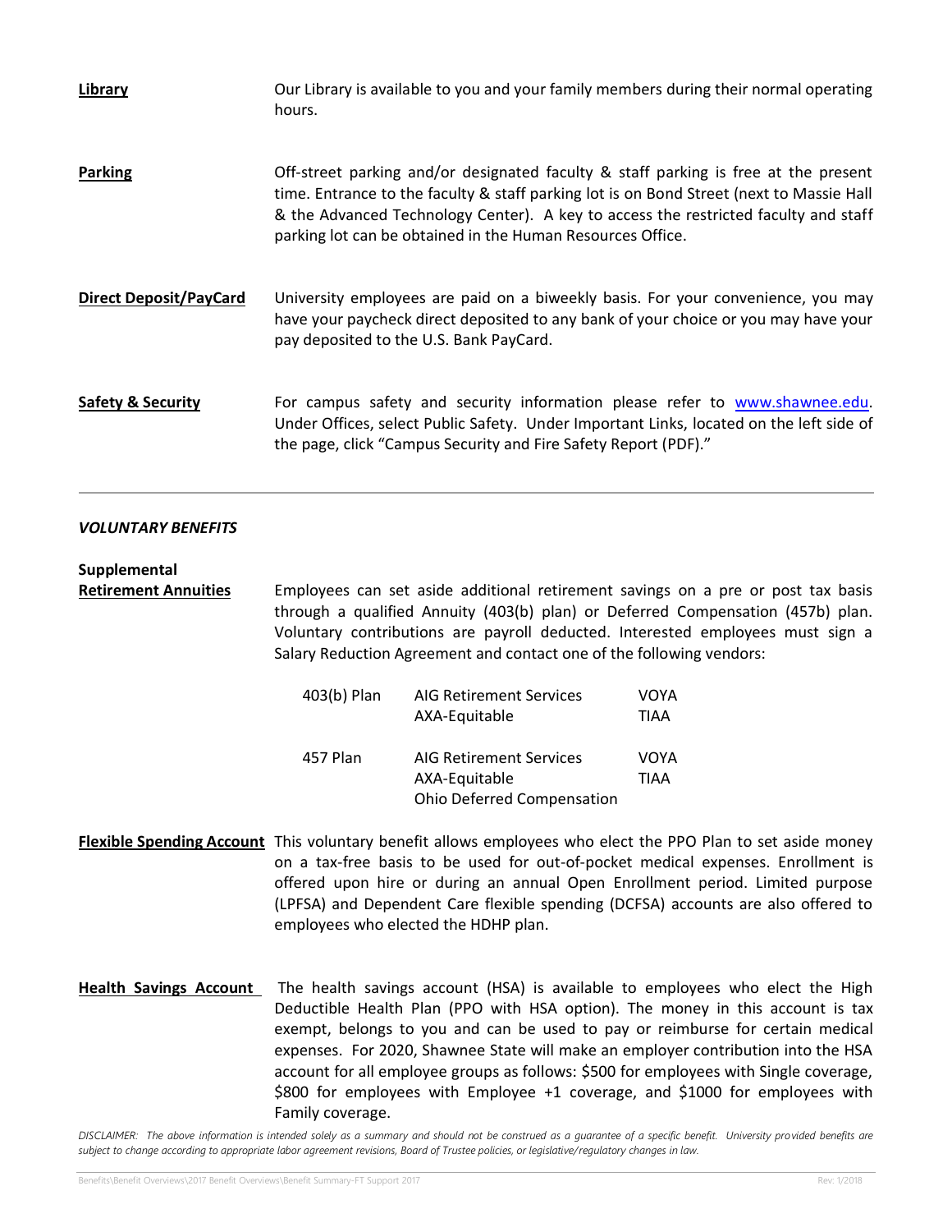**Library**

Our Library is available to you and your family members during their normal operating hours.

**Parking**

Off-street parking and/or designated faculty & staff parking is free at the present time. Entrance to the faculty & staff parking lot is on Bond Street (next to Massie Hall & the Advanced Technology Center). A key to access the restricted faculty and staff parking lot can be obtained in the Human Resources Office.

**Direct Deposit/PayCard**

University employees are paid on a biweekly basis. For your convenience, you may have your paycheck direct deposited to any bank of your choice or you may have your pay deposited to the U.S. Bank PayCard.

**Safety & Security**

For campus safety and security information please refer to [www.shawnee.edu](http://www.shawnee.edu). Under Offices, select Public Safety. Under Important Links, located on the left side of the page, click "Campus Security and Fire Safety Report (PDF)."

---

## *VOLUNTARY BENEFITS*

**Supplemental Retirement Annuities**

Employees can set aside additional retirement savings on a pre or post tax basis through a qualified Annuity (403(b) plan) or Deferred Compensation (457b) plan. Voluntary contributions are payroll deducted. Interested employees must sign a Salary Reduction Agreement and contact one of the following vendors:

| Plan | Vendors | |
|---|---|---|
| 403(b) Plan | AIG Retirement Services<br>AXA-Equitable | VOYA<br>TIAA |
| 457 Plan | AIG Retirement Services<br>AXA-Equitable<br>Ohio Deferred Compensation | VOYA<br>TIAA |

**Flexible Spending Account**

This voluntary benefit allows employees who elect the PPO Plan to set aside money on a tax-free basis to be used for out-of-pocket medical expenses. Enrollment is offered upon hire or during an annual Open Enrollment period. Limited purpose (LPFSA) and Dependent Care flexible spending (DCFSA) accounts are also offered to employees who elected the HDHP plan.

**Health Savings Account**

The health savings account (HSA) is available to employees who elect the High Deductible Health Plan (PPO with HSA option). The money in this account is tax exempt, belongs to you and can be used to pay or reimburse for certain medical expenses. For 2020, Shawnee State will make an employer contribution into the HSA account for all employee groups as follows: $500 for employees with Single coverage, $800 for employees with Employee +1 coverage, and $1000 for employees with Family coverage.

*DISCLAIMER: The above information is intended solely as a summary and should not be construed as a guarantee of a specific benefit. University provided benefits are subject to change according to appropriate labor agreement revisions, Board of Trustee policies, or legislative/regulatory changes in law.*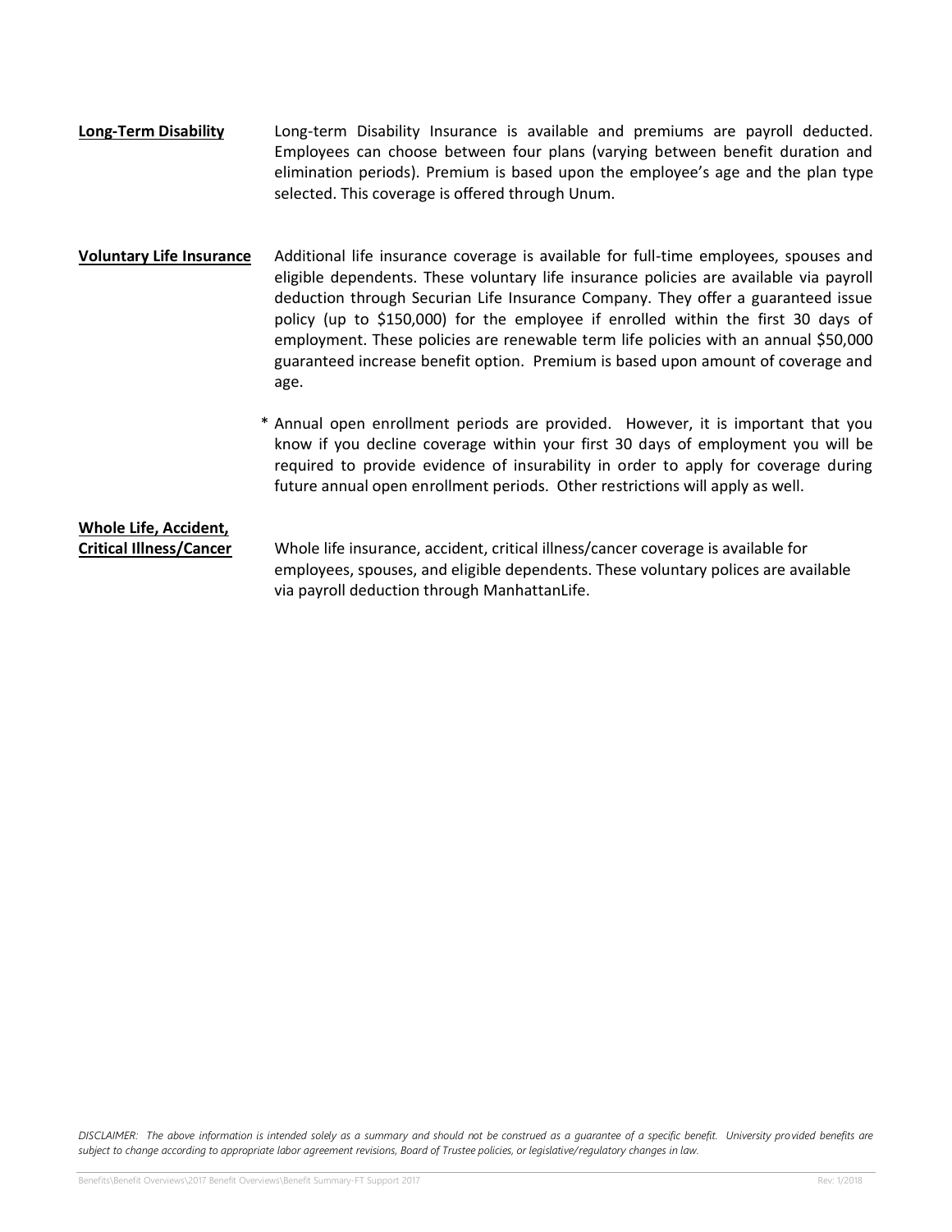**Long-Term Disability**

Long-term Disability Insurance is available and premiums are payroll deducted. Employees can choose between four plans (varying between benefit duration and elimination periods). Premium is based upon the employee's age and the plan type selected. This coverage is offered through Unum.

**Voluntary Life Insurance**

Additional life insurance coverage is available for full-time employees, spouses and eligible dependents. These voluntary life insurance policies are available via payroll deduction through Securian Life Insurance Company. They offer a guaranteed issue policy (up to $150,000) for the employee if enrolled within the first 30 days of employment. These policies are renewable term life policies with an annual $50,000 guaranteed increase benefit option. Premium is based upon amount of coverage and age.

* Annual open enrollment periods are provided. However, it is important that you know if you decline coverage within your first 30 days of employment you will be required to provide evidence of insurability in order to apply for coverage during future annual open enrollment periods. Other restrictions will apply as well.

**Whole Life, Accident, Critical Illness/Cancer**

Whole life insurance, accident, critical illness/cancer coverage is available for employees, spouses, and eligible dependents. These voluntary polices are available via payroll deduction through ManhattanLife.

*DISCLAIMER: The above information is intended solely as a summary and should not be construed as a guarantee of a specific benefit. University provided benefits are subject to change according to appropriate labor agreement revisions, Board of Trustee policies, or legislative/regulatory changes in law.*